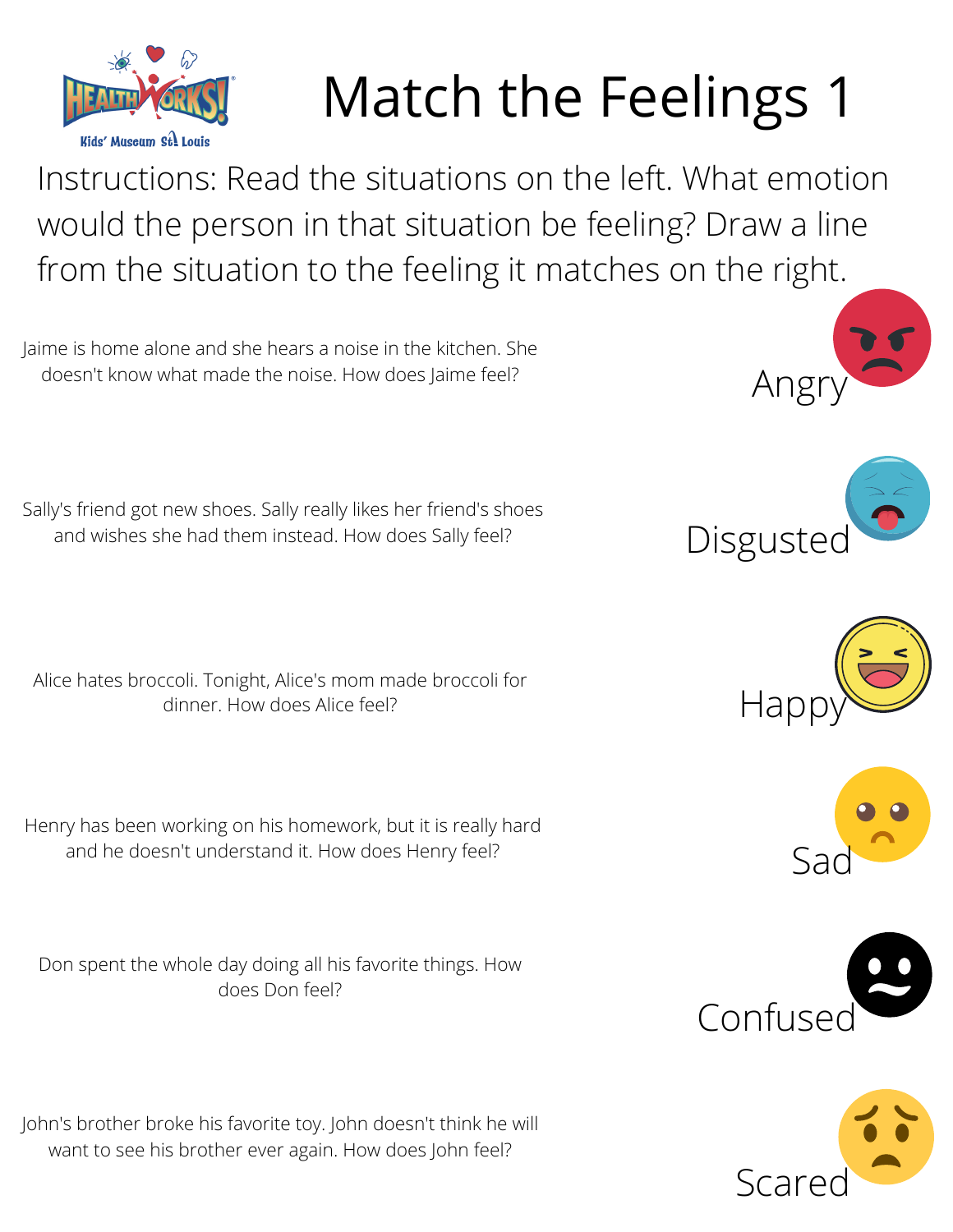Kids' Museum St. Louis

# Match the Feelings 1

Instructions: Read the situations on the left. What emotion would the person in that situation be feeling? Draw a line from the situation to the feeling it matches on the right.

| | |
|---|---|
| Jaime is home alone and she hears a noise in the kitchen. She doesn't know what made the noise. How does Jaime feel? | Angry |
| Sally's friend got new shoes. Sally really likes her friend's shoes and wishes she had them instead. How does Sally feel? | Disgusted |
| Alice hates broccoli. Tonight, Alice's mom made broccoli for dinner. How does Alice feel? | Happy |
| Henry has been working on his homework, but it is really hard and he doesn't understand it. How does Henry feel? | Sad |
| Don spent the whole day doing all his favorite things. How does Don feel? | Confused |
| John's brother broke his favorite toy. John doesn't think he will want to see his brother ever again. How does John feel? | Scared |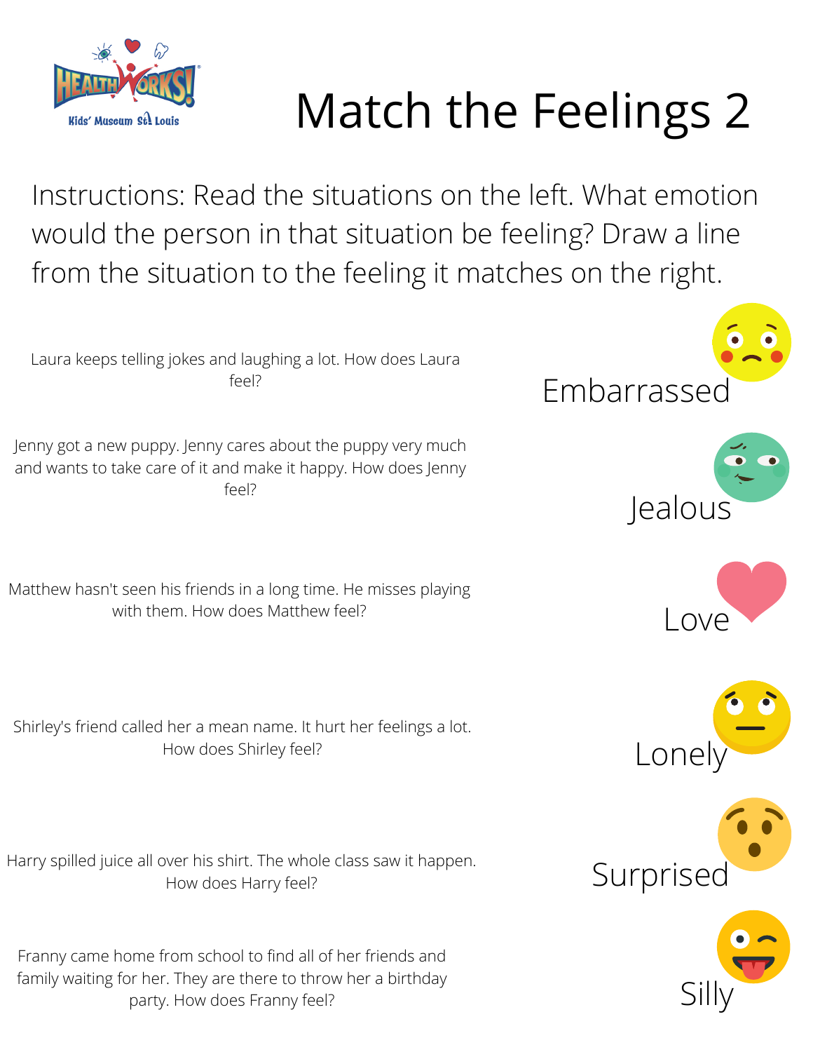# Match the Feelings 2

Instructions: Read the situations on the left. What emotion would the person in that situation be feeling? Draw a line from the situation to the feeling it matches on the right.

Laura keeps telling jokes and laughing a lot. How does Laura feel?

Jenny got a new puppy. Jenny cares about the puppy very much and wants to take care of it and make it happy. How does Jenny feel?

Matthew hasn't seen his friends in a long time. He misses playing with them. How does Matthew feel?

Shirley's friend called her a mean name. It hurt her feelings a lot. How does Shirley feel?

Harry spilled juice all over his shirt. The whole class saw it happen. How does Harry feel?

Franny came home from school to find all of her friends and family waiting for her. They are there to throw her a birthday party. How does Franny feel?

Embarrassed

Jealous

Love

Lonely

Surprised

Silly